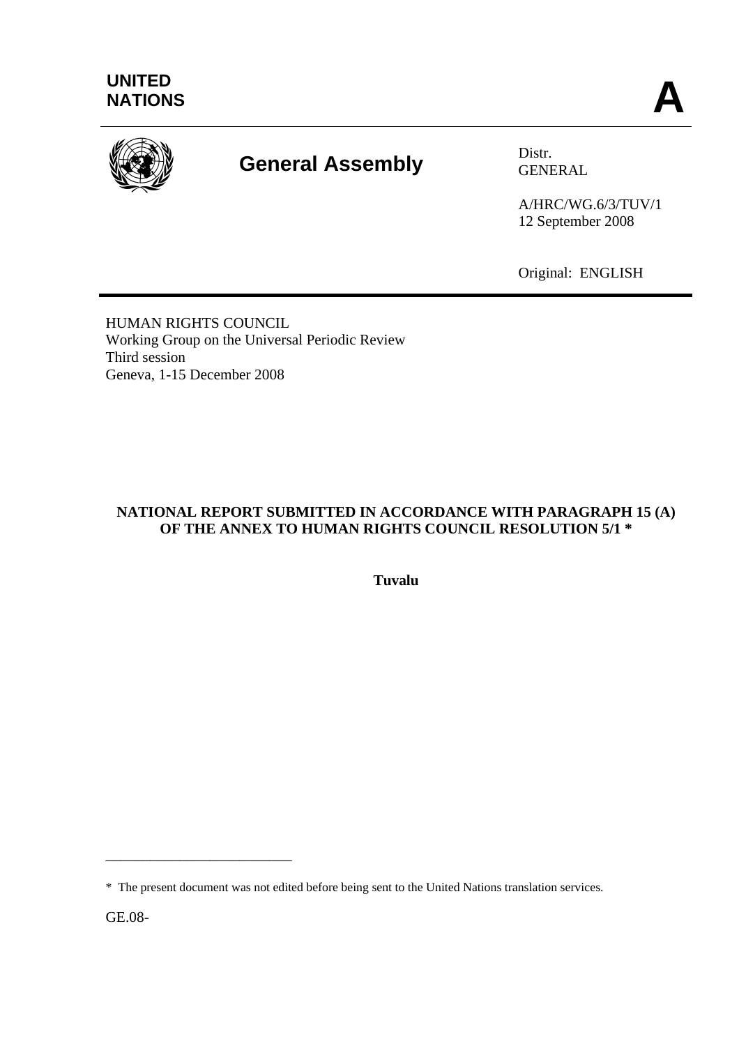UNITED
NATIONS

**A**

# General Assembly

Distr.
GENERAL

A/HRC/WG.6/3/TUV/1
12 September 2008

Original: ENGLISH

HUMAN RIGHTS COUNCIL
Working Group on the Universal Periodic Review
Third session
Geneva, 1-15 December 2008

**NATIONAL REPORT SUBMITTED IN ACCORDANCE WITH PARAGRAPH 15 (A) OF THE ANNEX TO HUMAN RIGHTS COUNCIL RESOLUTION 5/1 ***

**Tuvalu**

___________________________

* The present document was not edited before being sent to the United Nations translation services.

GE.08-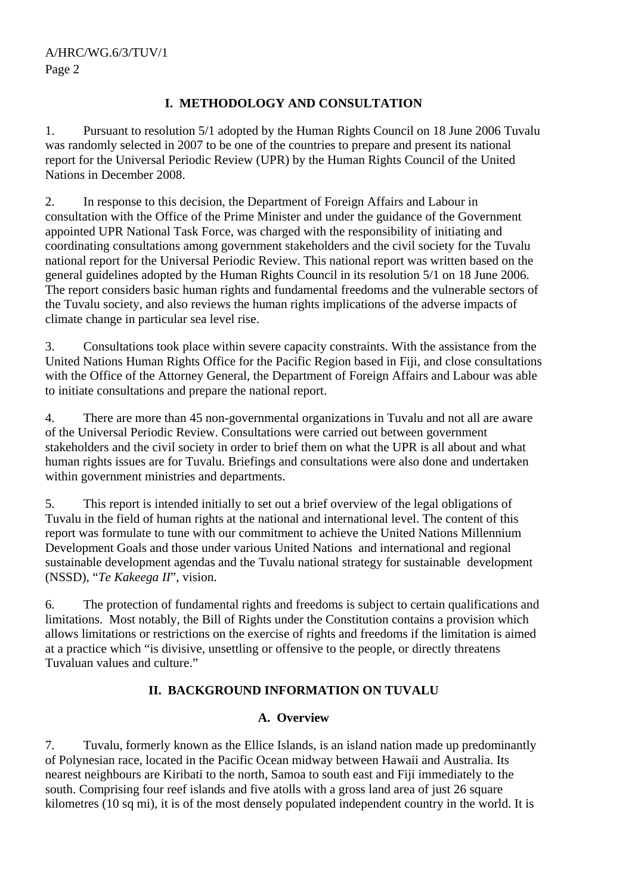## I. METHODOLOGY AND CONSULTATION

1. Pursuant to resolution 5/1 adopted by the Human Rights Council on 18 June 2006 Tuvalu was randomly selected in 2007 to be one of the countries to prepare and present its national report for the Universal Periodic Review (UPR) by the Human Rights Council of the United Nations in December 2008.

2. In response to this decision, the Department of Foreign Affairs and Labour in consultation with the Office of the Prime Minister and under the guidance of the Government appointed UPR National Task Force, was charged with the responsibility of initiating and coordinating consultations among government stakeholders and the civil society for the Tuvalu national report for the Universal Periodic Review. This national report was written based on the general guidelines adopted by the Human Rights Council in its resolution 5/1 on 18 June 2006. The report considers basic human rights and fundamental freedoms and the vulnerable sectors of the Tuvalu society, and also reviews the human rights implications of the adverse impacts of climate change in particular sea level rise.

3. Consultations took place within severe capacity constraints. With the assistance from the United Nations Human Rights Office for the Pacific Region based in Fiji, and close consultations with the Office of the Attorney General, the Department of Foreign Affairs and Labour was able to initiate consultations and prepare the national report.

4. There are more than 45 non-governmental organizations in Tuvalu and not all are aware of the Universal Periodic Review. Consultations were carried out between government stakeholders and the civil society in order to brief them on what the UPR is all about and what human rights issues are for Tuvalu. Briefings and consultations were also done and undertaken within government ministries and departments.

5. This report is intended initially to set out a brief overview of the legal obligations of Tuvalu in the field of human rights at the national and international level. The content of this report was formulate to tune with our commitment to achieve the United Nations Millennium Development Goals and those under various United Nations and international and regional sustainable development agendas and the Tuvalu national strategy for sustainable development (NSSD), "*Te Kakeega II*", vision.

6. The protection of fundamental rights and freedoms is subject to certain qualifications and limitations. Most notably, the Bill of Rights under the Constitution contains a provision which allows limitations or restrictions on the exercise of rights and freedoms if the limitation is aimed at a practice which "is divisive, unsettling or offensive to the people, or directly threatens Tuvaluan values and culture."

## II. BACKGROUND INFORMATION ON TUVALU

### A. Overview

7. Tuvalu, formerly known as the Ellice Islands, is an island nation made up predominantly of Polynesian race, located in the Pacific Ocean midway between Hawaii and Australia. Its nearest neighbours are Kiribati to the north, Samoa to south east and Fiji immediately to the south. Comprising four reef islands and five atolls with a gross land area of just 26 square kilometres (10 sq mi), it is of the most densely populated independent country in the world. It is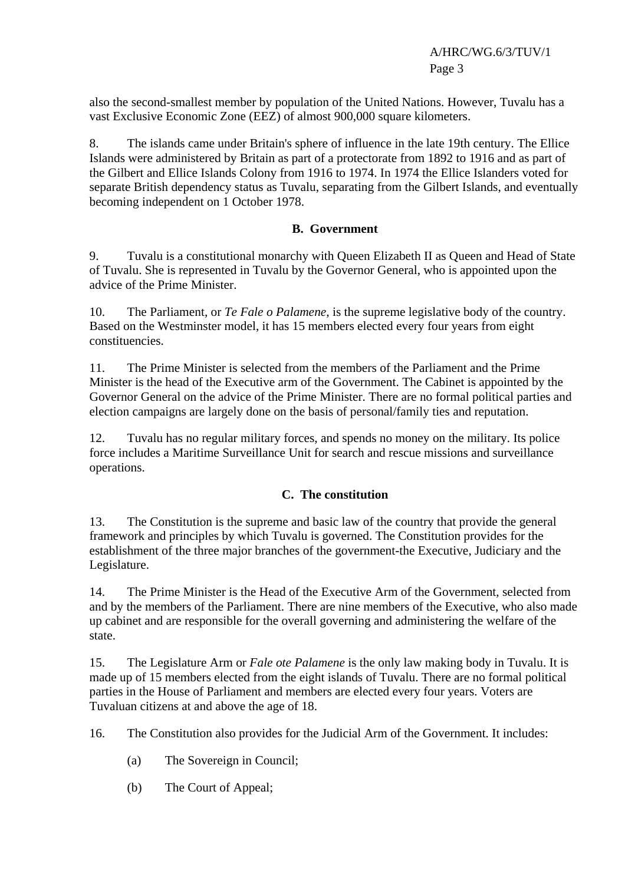also the second-smallest member by population of the United Nations. However, Tuvalu has a vast Exclusive Economic Zone (EEZ) of almost 900,000 square kilometers.

8. The islands came under Britain's sphere of influence in the late 19th century. The Ellice Islands were administered by Britain as part of a protectorate from 1892 to 1916 and as part of the Gilbert and Ellice Islands Colony from 1916 to 1974. In 1974 the Ellice Islanders voted for separate British dependency status as Tuvalu, separating from the Gilbert Islands, and eventually becoming independent on 1 October 1978.

### B. Government

9. Tuvalu is a constitutional monarchy with Queen Elizabeth II as Queen and Head of State of Tuvalu. She is represented in Tuvalu by the Governor General, who is appointed upon the advice of the Prime Minister.

10. The Parliament, or *Te Fale o Palamene,* is the supreme legislative body of the country. Based on the Westminster model, it has 15 members elected every four years from eight constituencies.

11. The Prime Minister is selected from the members of the Parliament and the Prime Minister is the head of the Executive arm of the Government. The Cabinet is appointed by the Governor General on the advice of the Prime Minister. There are no formal political parties and election campaigns are largely done on the basis of personal/family ties and reputation.

12. Tuvalu has no regular military forces, and spends no money on the military. Its police force includes a Maritime Surveillance Unit for search and rescue missions and surveillance operations.

### C. The constitution

13. The Constitution is the supreme and basic law of the country that provide the general framework and principles by which Tuvalu is governed. The Constitution provides for the establishment of the three major branches of the government-the Executive, Judiciary and the Legislature.

14. The Prime Minister is the Head of the Executive Arm of the Government, selected from and by the members of the Parliament. There are nine members of the Executive, who also made up cabinet and are responsible for the overall governing and administering the welfare of the state.

15. The Legislature Arm or *Fale ote Palamene* is the only law making body in Tuvalu. It is made up of 15 members elected from the eight islands of Tuvalu. There are no formal political parties in the House of Parliament and members are elected every four years. Voters are Tuvaluan citizens at and above the age of 18.

16. The Constitution also provides for the Judicial Arm of the Government. It includes:

(a) The Sovereign in Council;

(b) The Court of Appeal;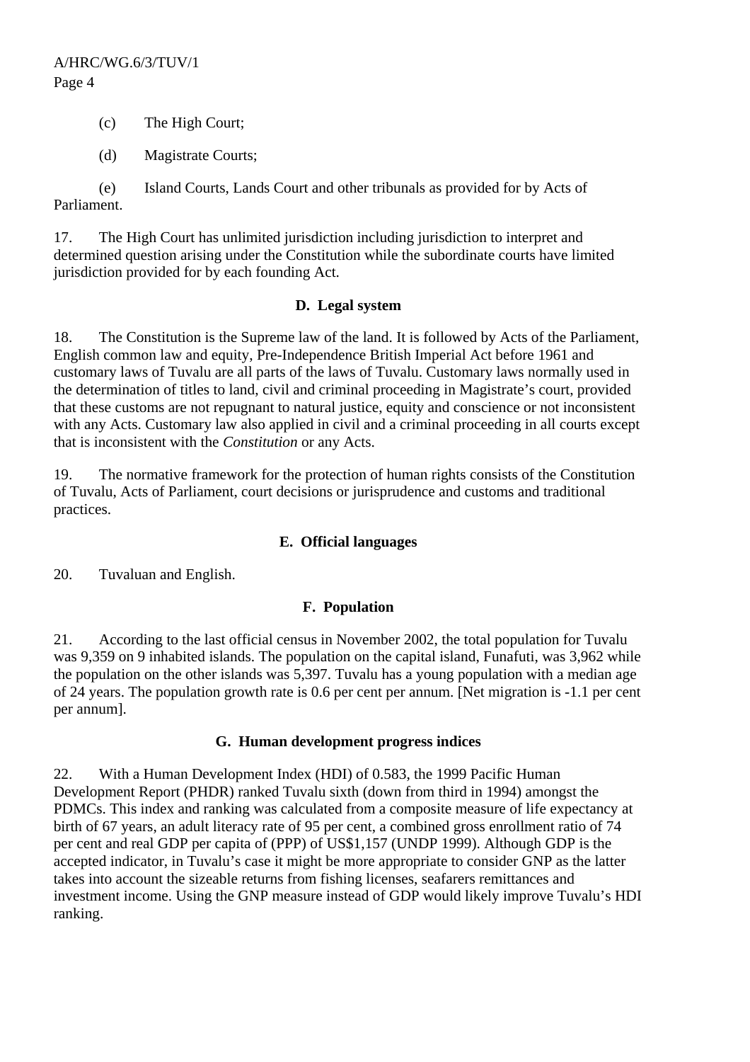(c) The High Court;

(d) Magistrate Courts;

(e) Island Courts, Lands Court and other tribunals as provided for by Acts of Parliament.

17. The High Court has unlimited jurisdiction including jurisdiction to interpret and determined question arising under the Constitution while the subordinate courts have limited jurisdiction provided for by each founding Act.

### D. Legal system

18. The Constitution is the Supreme law of the land. It is followed by Acts of the Parliament, English common law and equity, Pre-Independence British Imperial Act before 1961 and customary laws of Tuvalu are all parts of the laws of Tuvalu. Customary laws normally used in the determination of titles to land, civil and criminal proceeding in Magistrate's court, provided that these customs are not repugnant to natural justice, equity and conscience or not inconsistent with any Acts. Customary law also applied in civil and a criminal proceeding in all courts except that is inconsistent with the *Constitution* or any Acts.

19. The normative framework for the protection of human rights consists of the Constitution of Tuvalu, Acts of Parliament, court decisions or jurisprudence and customs and traditional practices.

### E. Official languages

20. Tuvaluan and English.

### F. Population

21. According to the last official census in November 2002, the total population for Tuvalu was 9,359 on 9 inhabited islands. The population on the capital island, Funafuti, was 3,962 while the population on the other islands was 5,397. Tuvalu has a young population with a median age of 24 years. The population growth rate is 0.6 per cent per annum. [Net migration is -1.1 per cent per annum].

### G. Human development progress indices

22. With a Human Development Index (HDI) of 0.583, the 1999 Pacific Human Development Report (PHDR) ranked Tuvalu sixth (down from third in 1994) amongst the PDMCs. This index and ranking was calculated from a composite measure of life expectancy at birth of 67 years, an adult literacy rate of 95 per cent, a combined gross enrollment ratio of 74 per cent and real GDP per capita of (PPP) of US$1,157 (UNDP 1999). Although GDP is the accepted indicator, in Tuvalu's case it might be more appropriate to consider GNP as the latter takes into account the sizeable returns from fishing licenses, seafarers remittances and investment income. Using the GNP measure instead of GDP would likely improve Tuvalu's HDI ranking.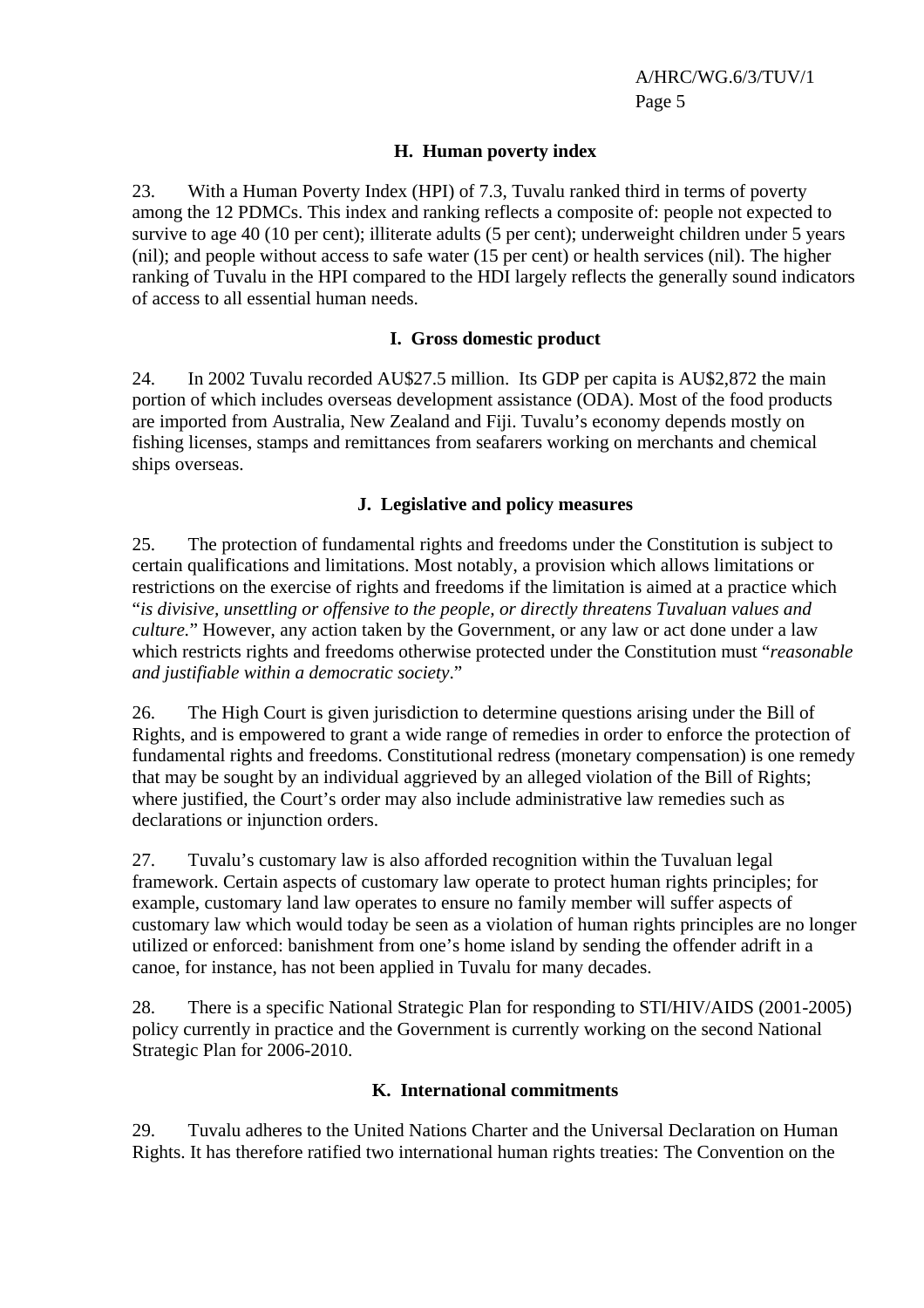### H. Human poverty index

23. With a Human Poverty Index (HPI) of 7.3, Tuvalu ranked third in terms of poverty among the 12 PDMCs. This index and ranking reflects a composite of: people not expected to survive to age 40 (10 per cent); illiterate adults (5 per cent); underweight children under 5 years (nil); and people without access to safe water (15 per cent) or health services (nil). The higher ranking of Tuvalu in the HPI compared to the HDI largely reflects the generally sound indicators of access to all essential human needs.

### I. Gross domestic product

24. In 2002 Tuvalu recorded AU$27.5 million. Its GDP per capita is AU$2,872 the main portion of which includes overseas development assistance (ODA). Most of the food products are imported from Australia, New Zealand and Fiji. Tuvalu's economy depends mostly on fishing licenses, stamps and remittances from seafarers working on merchants and chemical ships overseas.

### J. Legislative and policy measures

25. The protection of fundamental rights and freedoms under the Constitution is subject to certain qualifications and limitations. Most notably, a provision which allows limitations or restrictions on the exercise of rights and freedoms if the limitation is aimed at a practice which "*is divisive, unsettling or offensive to the people, or directly threatens Tuvaluan values and culture.*" However, any action taken by the Government, or any law or act done under a law which restricts rights and freedoms otherwise protected under the Constitution must "*reasonable and justifiable within a democratic society*."

26. The High Court is given jurisdiction to determine questions arising under the Bill of Rights, and is empowered to grant a wide range of remedies in order to enforce the protection of fundamental rights and freedoms. Constitutional redress (monetary compensation) is one remedy that may be sought by an individual aggrieved by an alleged violation of the Bill of Rights; where justified, the Court's order may also include administrative law remedies such as declarations or injunction orders.

27. Tuvalu's customary law is also afforded recognition within the Tuvaluan legal framework. Certain aspects of customary law operate to protect human rights principles; for example, customary land law operates to ensure no family member will suffer aspects of customary law which would today be seen as a violation of human rights principles are no longer utilized or enforced: banishment from one's home island by sending the offender adrift in a canoe, for instance, has not been applied in Tuvalu for many decades.

28. There is a specific National Strategic Plan for responding to STI/HIV/AIDS (2001-2005) policy currently in practice and the Government is currently working on the second National Strategic Plan for 2006-2010.

### K. International commitments

29. Tuvalu adheres to the United Nations Charter and the Universal Declaration on Human Rights. It has therefore ratified two international human rights treaties: The Convention on the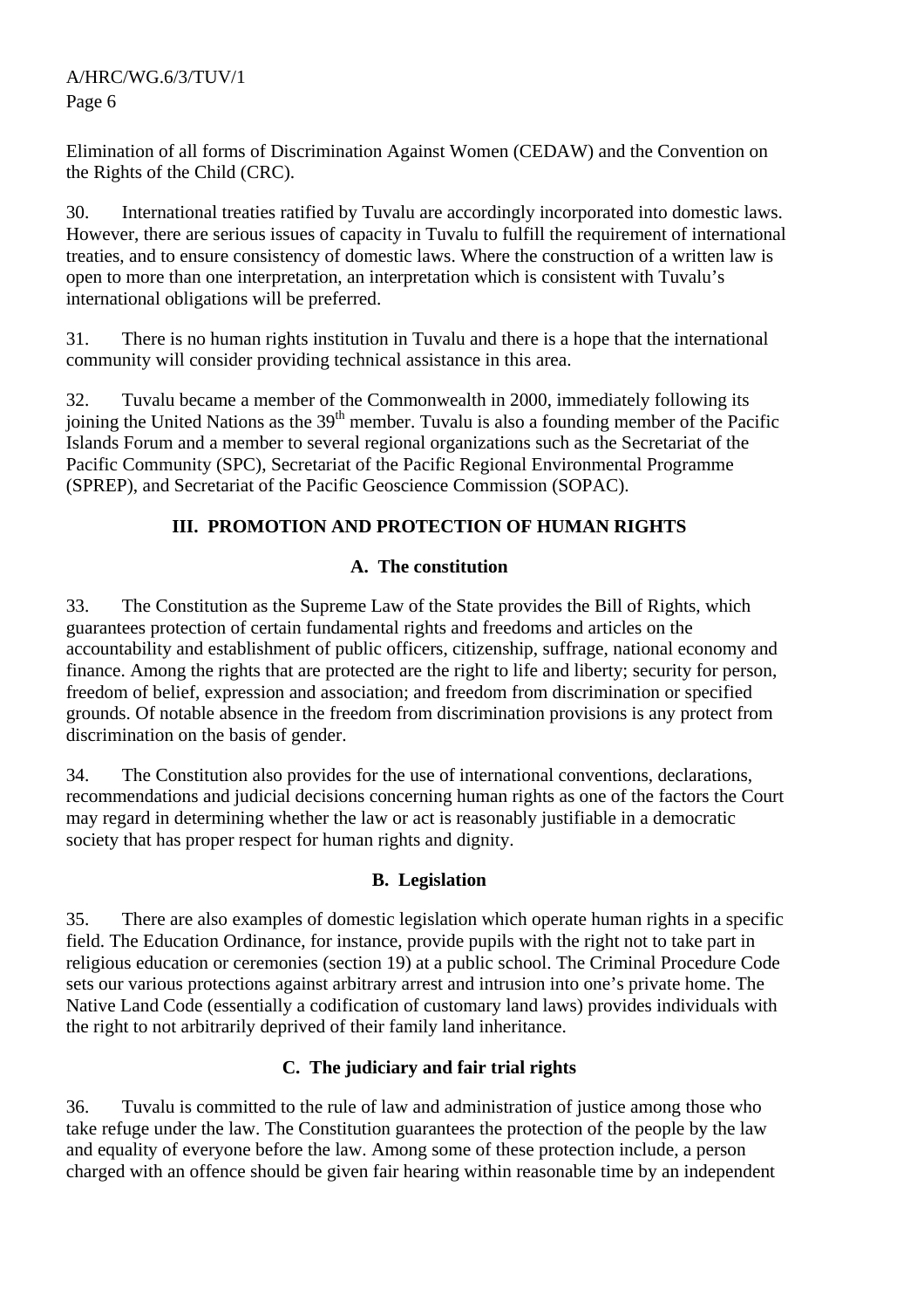Elimination of all forms of Discrimination Against Women (CEDAW) and the Convention on the Rights of the Child (CRC).

30. International treaties ratified by Tuvalu are accordingly incorporated into domestic laws. However, there are serious issues of capacity in Tuvalu to fulfill the requirement of international treaties, and to ensure consistency of domestic laws. Where the construction of a written law is open to more than one interpretation, an interpretation which is consistent with Tuvalu's international obligations will be preferred.

31. There is no human rights institution in Tuvalu and there is a hope that the international community will consider providing technical assistance in this area.

32. Tuvalu became a member of the Commonwealth in 2000, immediately following its joining the United Nations as the 39th member. Tuvalu is also a founding member of the Pacific Islands Forum and a member to several regional organizations such as the Secretariat of the Pacific Community (SPC), Secretariat of the Pacific Regional Environmental Programme (SPREP), and Secretariat of the Pacific Geoscience Commission (SOPAC).

## III. PROMOTION AND PROTECTION OF HUMAN RIGHTS

### A. The constitution

33. The Constitution as the Supreme Law of the State provides the Bill of Rights, which guarantees protection of certain fundamental rights and freedoms and articles on the accountability and establishment of public officers, citizenship, suffrage, national economy and finance. Among the rights that are protected are the right to life and liberty; security for person, freedom of belief, expression and association; and freedom from discrimination or specified grounds. Of notable absence in the freedom from discrimination provisions is any protect from discrimination on the basis of gender.

34. The Constitution also provides for the use of international conventions, declarations, recommendations and judicial decisions concerning human rights as one of the factors the Court may regard in determining whether the law or act is reasonably justifiable in a democratic society that has proper respect for human rights and dignity.

### B. Legislation

35. There are also examples of domestic legislation which operate human rights in a specific field. The Education Ordinance, for instance, provide pupils with the right not to take part in religious education or ceremonies (section 19) at a public school. The Criminal Procedure Code sets our various protections against arbitrary arrest and intrusion into one's private home. The Native Land Code (essentially a codification of customary land laws) provides individuals with the right to not arbitrarily deprived of their family land inheritance.

### C. The judiciary and fair trial rights

36. Tuvalu is committed to the rule of law and administration of justice among those who take refuge under the law. The Constitution guarantees the protection of the people by the law and equality of everyone before the law. Among some of these protection include, a person charged with an offence should be given fair hearing within reasonable time by an independent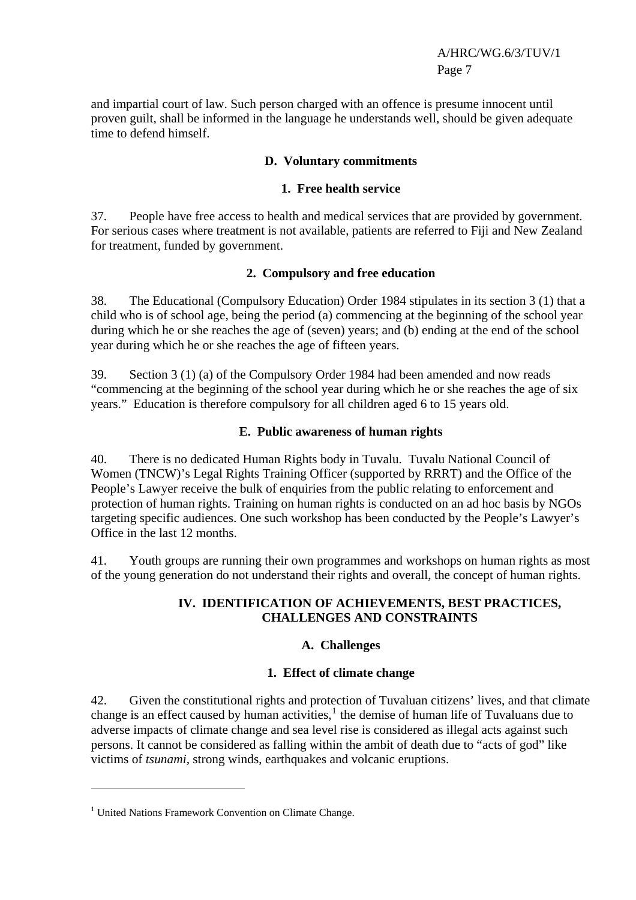and impartial court of law. Such person charged with an offence is presume innocent until proven guilt, shall be informed in the language he understands well, should be given adequate time to defend himself.

### D. Voluntary commitments

#### 1. Free health service

37. People have free access to health and medical services that are provided by government. For serious cases where treatment is not available, patients are referred to Fiji and New Zealand for treatment, funded by government.

#### 2. Compulsory and free education

38. The Educational (Compulsory Education) Order 1984 stipulates in its section 3 (1) that a child who is of school age, being the period (a) commencing at the beginning of the school year during which he or she reaches the age of (seven) years; and (b) ending at the end of the school year during which he or she reaches the age of fifteen years.

39. Section 3 (1) (a) of the Compulsory Order 1984 had been amended and now reads "commencing at the beginning of the school year during which he or she reaches the age of six years." Education is therefore compulsory for all children aged 6 to 15 years old.

### E. Public awareness of human rights

40. There is no dedicated Human Rights body in Tuvalu. Tuvalu National Council of Women (TNCW)'s Legal Rights Training Officer (supported by RRRT) and the Office of the People's Lawyer receive the bulk of enquiries from the public relating to enforcement and protection of human rights. Training on human rights is conducted on an ad hoc basis by NGOs targeting specific audiences. One such workshop has been conducted by the People's Lawyer's Office in the last 12 months.

41. Youth groups are running their own programmes and workshops on human rights as most of the young generation do not understand their rights and overall, the concept of human rights.

## IV. IDENTIFICATION OF ACHIEVEMENTS, BEST PRACTICES, CHALLENGES AND CONSTRAINTS

### A. Challenges

#### 1. Effect of climate change

42. Given the constitutional rights and protection of Tuvaluan citizens' lives, and that climate change is an effect caused by human activities,[1] the demise of human life of Tuvaluans due to adverse impacts of climate change and sea level rise is considered as illegal acts against such persons. It cannot be considered as falling within the ambit of death due to "acts of god" like victims of *tsunami*, strong winds, earthquakes and volcanic eruptions.

---

[1] United Nations Framework Convention on Climate Change.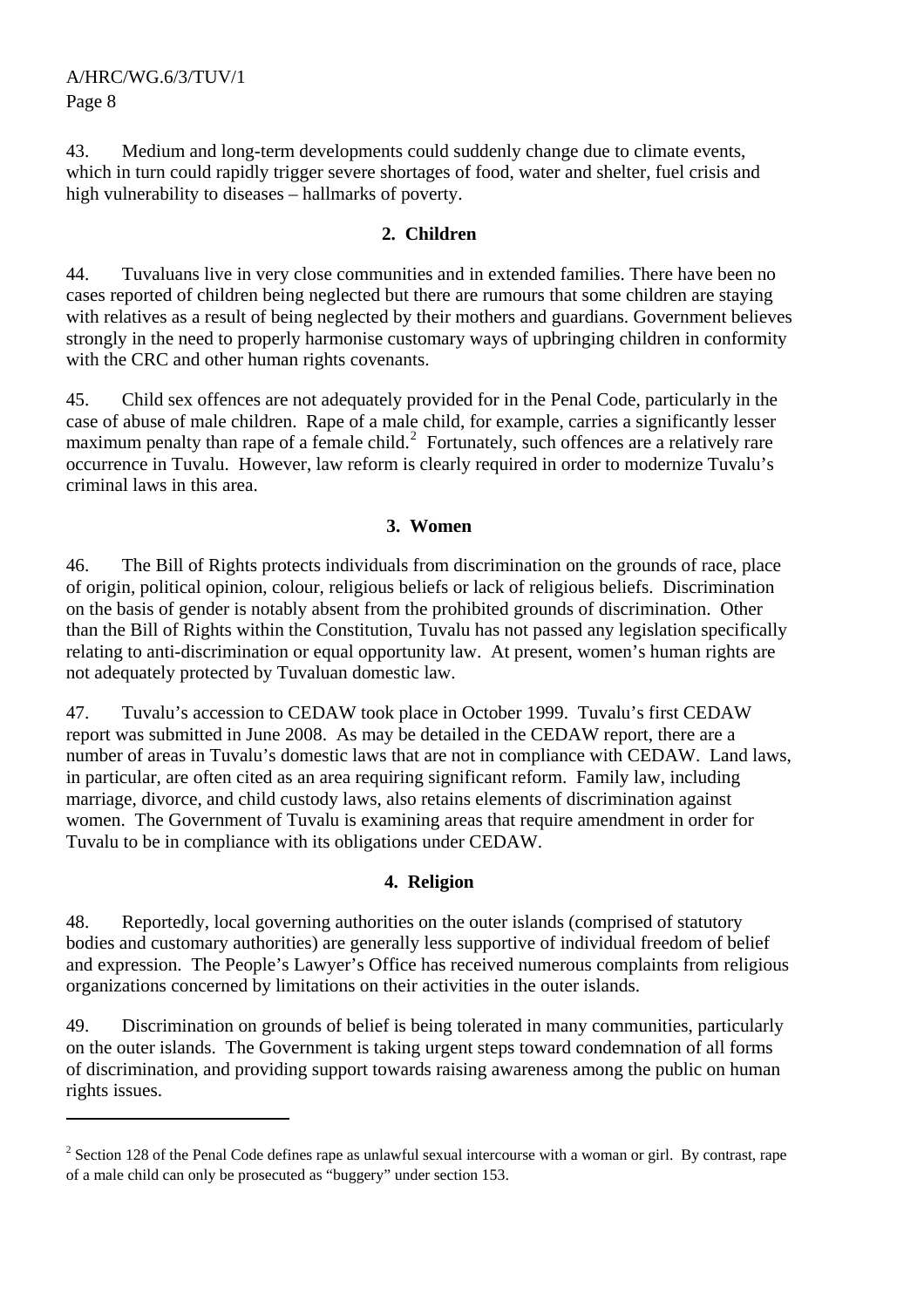43. Medium and long-term developments could suddenly change due to climate events, which in turn could rapidly trigger severe shortages of food, water and shelter, fuel crisis and high vulnerability to diseases – hallmarks of poverty.

### 2. Children

44. Tuvaluans live in very close communities and in extended families. There have been no cases reported of children being neglected but there are rumours that some children are staying with relatives as a result of being neglected by their mothers and guardians. Government believes strongly in the need to properly harmonise customary ways of upbringing children in conformity with the CRC and other human rights covenants.

45. Child sex offences are not adequately provided for in the Penal Code, particularly in the case of abuse of male children. Rape of a male child, for example, carries a significantly lesser maximum penalty than rape of a female child.[2] Fortunately, such offences are a relatively rare occurrence in Tuvalu. However, law reform is clearly required in order to modernize Tuvalu's criminal laws in this area.

### 3. Women

46. The Bill of Rights protects individuals from discrimination on the grounds of race, place of origin, political opinion, colour, religious beliefs or lack of religious beliefs. Discrimination on the basis of gender is notably absent from the prohibited grounds of discrimination. Other than the Bill of Rights within the Constitution, Tuvalu has not passed any legislation specifically relating to anti-discrimination or equal opportunity law. At present, women's human rights are not adequately protected by Tuvaluan domestic law.

47. Tuvalu's accession to CEDAW took place in October 1999. Tuvalu's first CEDAW report was submitted in June 2008. As may be detailed in the CEDAW report, there are a number of areas in Tuvalu's domestic laws that are not in compliance with CEDAW. Land laws, in particular, are often cited as an area requiring significant reform. Family law, including marriage, divorce, and child custody laws, also retains elements of discrimination against women. The Government of Tuvalu is examining areas that require amendment in order for Tuvalu to be in compliance with its obligations under CEDAW.

### 4. Religion

48. Reportedly, local governing authorities on the outer islands (comprised of statutory bodies and customary authorities) are generally less supportive of individual freedom of belief and expression. The People's Lawyer's Office has received numerous complaints from religious organizations concerned by limitations on their activities in the outer islands.

49. Discrimination on grounds of belief is being tolerated in many communities, particularly on the outer islands. The Government is taking urgent steps toward condemnation of all forms of discrimination, and providing support towards raising awareness among the public on human rights issues.

---

[2] Section 128 of the Penal Code defines rape as unlawful sexual intercourse with a woman or girl. By contrast, rape of a male child can only be prosecuted as "buggery" under section 153.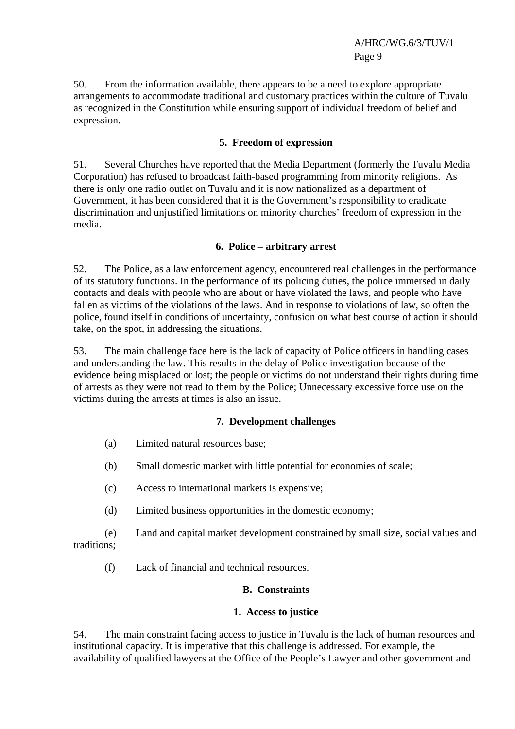50. From the information available, there appears to be a need to explore appropriate arrangements to accommodate traditional and customary practices within the culture of Tuvalu as recognized in the Constitution while ensuring support of individual freedom of belief and expression.

### 5. Freedom of expression

51. Several Churches have reported that the Media Department (formerly the Tuvalu Media Corporation) has refused to broadcast faith-based programming from minority religions. As there is only one radio outlet on Tuvalu and it is now nationalized as a department of Government, it has been considered that it is the Government's responsibility to eradicate discrimination and unjustified limitations on minority churches' freedom of expression in the media.

### 6. Police – arbitrary arrest

52. The Police, as a law enforcement agency, encountered real challenges in the performance of its statutory functions. In the performance of its policing duties, the police immersed in daily contacts and deals with people who are about or have violated the laws, and people who have fallen as victims of the violations of the laws. And in response to violations of law, so often the police, found itself in conditions of uncertainty, confusion on what best course of action it should take, on the spot, in addressing the situations.

53. The main challenge face here is the lack of capacity of Police officers in handling cases and understanding the law. This results in the delay of Police investigation because of the evidence being misplaced or lost; the people or victims do not understand their rights during time of arrests as they were not read to them by the Police; Unnecessary excessive force use on the victims during the arrests at times is also an issue.

### 7. Development challenges

(a) Limited natural resources base;

(b) Small domestic market with little potential for economies of scale;

(c) Access to international markets is expensive;

(d) Limited business opportunities in the domestic economy;

(e) Land and capital market development constrained by small size, social values and traditions;

(f) Lack of financial and technical resources.

## B. Constraints

### 1. Access to justice

54. The main constraint facing access to justice in Tuvalu is the lack of human resources and institutional capacity. It is imperative that this challenge is addressed. For example, the availability of qualified lawyers at the Office of the People's Lawyer and other government and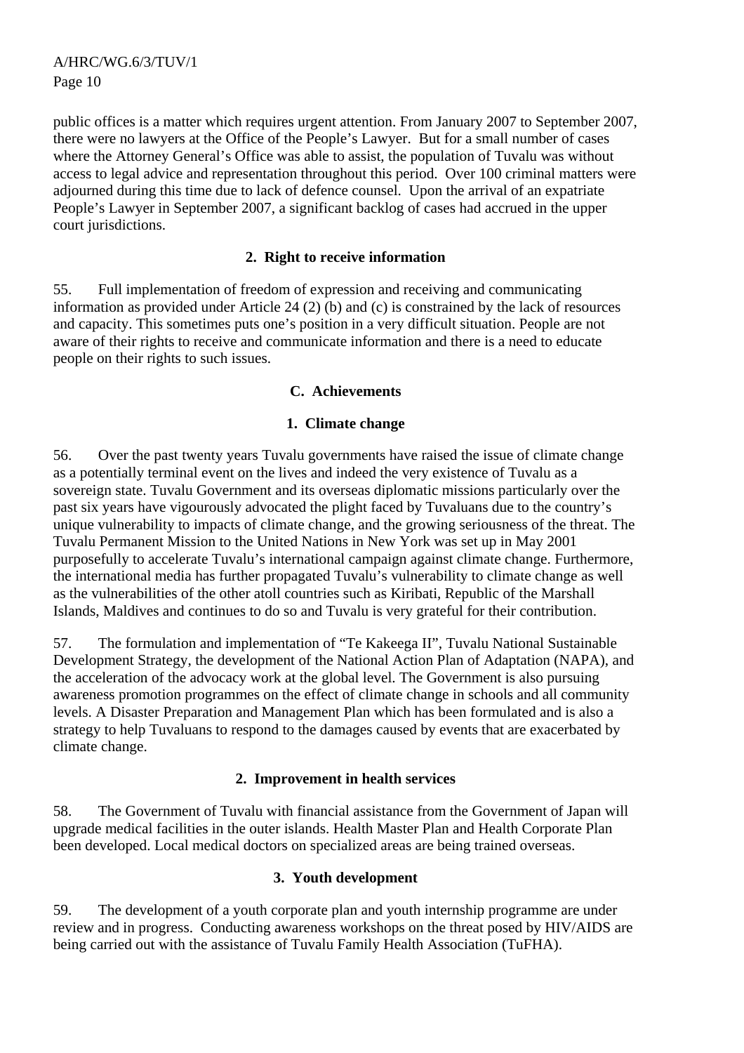public offices is a matter which requires urgent attention. From January 2007 to September 2007, there were no lawyers at the Office of the People's Lawyer. But for a small number of cases where the Attorney General's Office was able to assist, the population of Tuvalu was without access to legal advice and representation throughout this period. Over 100 criminal matters were adjourned during this time due to lack of defence counsel. Upon the arrival of an expatriate People's Lawyer in September 2007, a significant backlog of cases had accrued in the upper court jurisdictions.

### 2. Right to receive information

55. Full implementation of freedom of expression and receiving and communicating information as provided under Article 24 (2) (b) and (c) is constrained by the lack of resources and capacity. This sometimes puts one's position in a very difficult situation. People are not aware of their rights to receive and communicate information and there is a need to educate people on their rights to such issues.

## C. Achievements

### 1. Climate change

56. Over the past twenty years Tuvalu governments have raised the issue of climate change as a potentially terminal event on the lives and indeed the very existence of Tuvalu as a sovereign state. Tuvalu Government and its overseas diplomatic missions particularly over the past six years have vigourously advocated the plight faced by Tuvaluans due to the country's unique vulnerability to impacts of climate change, and the growing seriousness of the threat. The Tuvalu Permanent Mission to the United Nations in New York was set up in May 2001 purposefully to accelerate Tuvalu's international campaign against climate change. Furthermore, the international media has further propagated Tuvalu's vulnerability to climate change as well as the vulnerabilities of the other atoll countries such as Kiribati, Republic of the Marshall Islands, Maldives and continues to do so and Tuvalu is very grateful for their contribution.

57. The formulation and implementation of "Te Kakeega II", Tuvalu National Sustainable Development Strategy, the development of the National Action Plan of Adaptation (NAPA), and the acceleration of the advocacy work at the global level. The Government is also pursuing awareness promotion programmes on the effect of climate change in schools and all community levels. A Disaster Preparation and Management Plan which has been formulated and is also a strategy to help Tuvaluans to respond to the damages caused by events that are exacerbated by climate change.

### 2. Improvement in health services

58. The Government of Tuvalu with financial assistance from the Government of Japan will upgrade medical facilities in the outer islands. Health Master Plan and Health Corporate Plan been developed. Local medical doctors on specialized areas are being trained overseas.

### 3. Youth development

59. The development of a youth corporate plan and youth internship programme are under review and in progress. Conducting awareness workshops on the threat posed by HIV/AIDS are being carried out with the assistance of Tuvalu Family Health Association (TuFHA).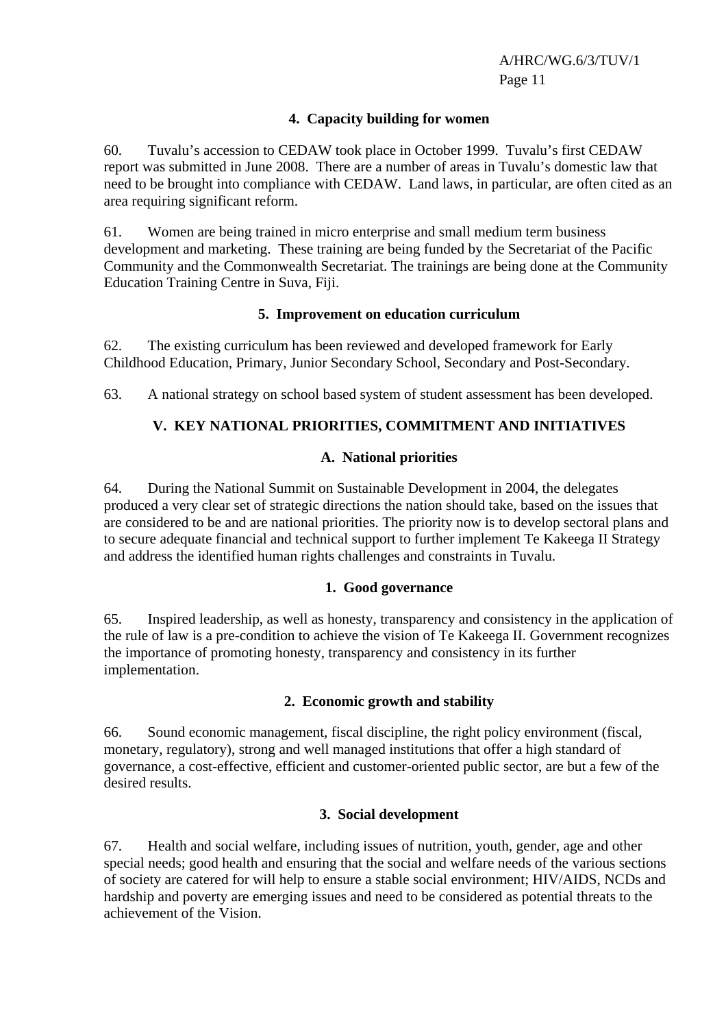### 4. Capacity building for women

60. Tuvalu's accession to CEDAW took place in October 1999. Tuvalu's first CEDAW report was submitted in June 2008. There are a number of areas in Tuvalu's domestic law that need to be brought into compliance with CEDAW. Land laws, in particular, are often cited as an area requiring significant reform.

61. Women are being trained in micro enterprise and small medium term business development and marketing. These training are being funded by the Secretariat of the Pacific Community and the Commonwealth Secretariat. The trainings are being done at the Community Education Training Centre in Suva, Fiji.

### 5. Improvement on education curriculum

62. The existing curriculum has been reviewed and developed framework for Early Childhood Education, Primary, Junior Secondary School, Secondary and Post-Secondary.

63. A national strategy on school based system of student assessment has been developed.

## V. KEY NATIONAL PRIORITIES, COMMITMENT AND INITIATIVES

### A. National priorities

64. During the National Summit on Sustainable Development in 2004, the delegates produced a very clear set of strategic directions the nation should take, based on the issues that are considered to be and are national priorities. The priority now is to develop sectoral plans and to secure adequate financial and technical support to further implement Te Kakeega II Strategy and address the identified human rights challenges and constraints in Tuvalu.

### 1. Good governance

65. Inspired leadership, as well as honesty, transparency and consistency in the application of the rule of law is a pre-condition to achieve the vision of Te Kakeega II. Government recognizes the importance of promoting honesty, transparency and consistency in its further implementation.

### 2. Economic growth and stability

66. Sound economic management, fiscal discipline, the right policy environment (fiscal, monetary, regulatory), strong and well managed institutions that offer a high standard of governance, a cost-effective, efficient and customer-oriented public sector, are but a few of the desired results.

### 3. Social development

67. Health and social welfare, including issues of nutrition, youth, gender, age and other special needs; good health and ensuring that the social and welfare needs of the various sections of society are catered for will help to ensure a stable social environment; HIV/AIDS, NCDs and hardship and poverty are emerging issues and need to be considered as potential threats to the achievement of the Vision.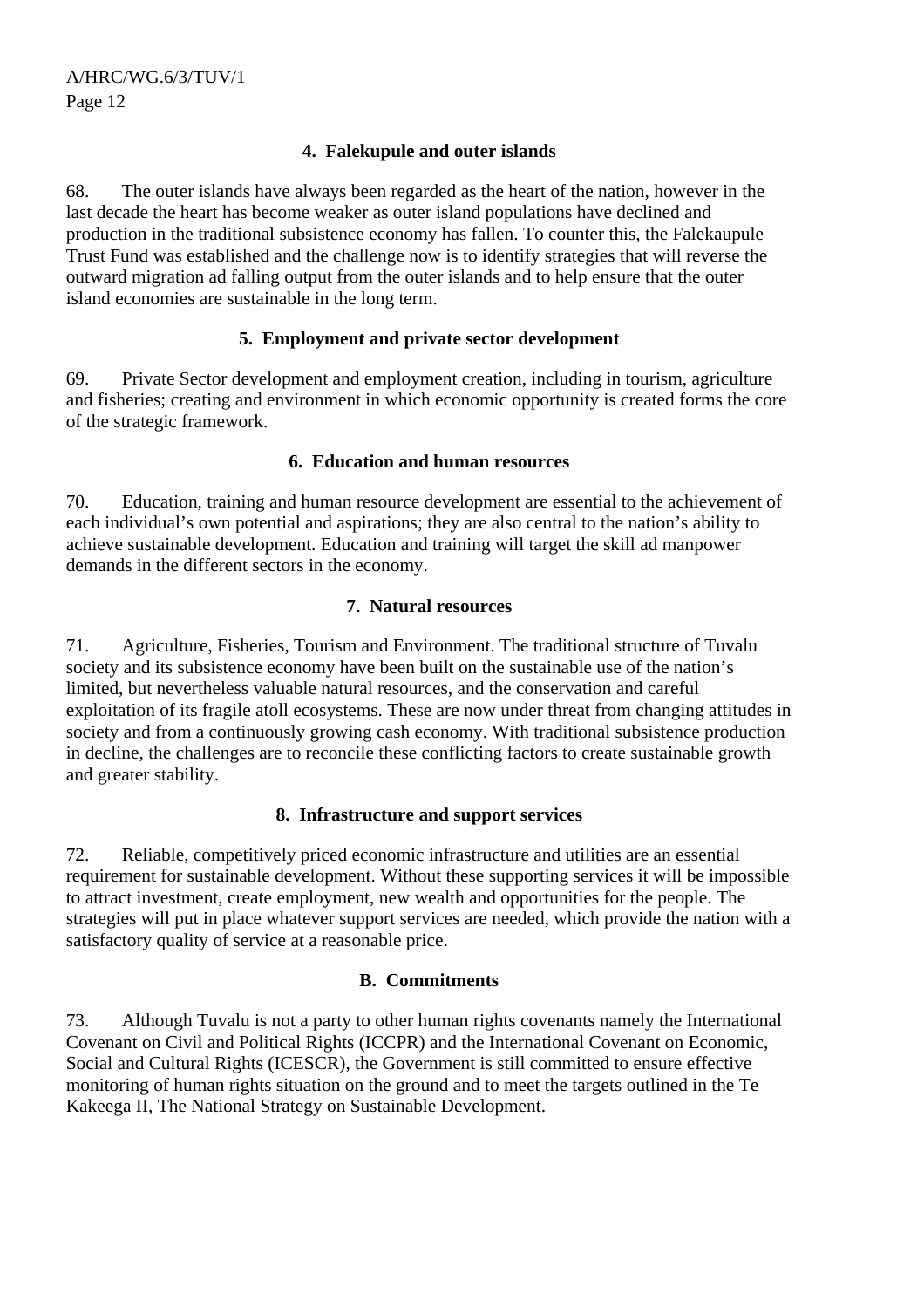#### 4. Falekupule and outer islands

68. The outer islands have always been regarded as the heart of the nation, however in the last decade the heart has become weaker as outer island populations have declined and production in the traditional subsistence economy has fallen. To counter this, the Falekaupule Trust Fund was established and the challenge now is to identify strategies that will reverse the outward migration ad falling output from the outer islands and to help ensure that the outer island economies are sustainable in the long term.

#### 5. Employment and private sector development

69. Private Sector development and employment creation, including in tourism, agriculture and fisheries; creating and environment in which economic opportunity is created forms the core of the strategic framework.

#### 6. Education and human resources

70. Education, training and human resource development are essential to the achievement of each individual's own potential and aspirations; they are also central to the nation's ability to achieve sustainable development. Education and training will target the skill ad manpower demands in the different sectors in the economy.

#### 7. Natural resources

71. Agriculture, Fisheries, Tourism and Environment. The traditional structure of Tuvalu society and its subsistence economy have been built on the sustainable use of the nation's limited, but nevertheless valuable natural resources, and the conservation and careful exploitation of its fragile atoll ecosystems. These are now under threat from changing attitudes in society and from a continuously growing cash economy. With traditional subsistence production in decline, the challenges are to reconcile these conflicting factors to create sustainable growth and greater stability.

#### 8. Infrastructure and support services

72. Reliable, competitively priced economic infrastructure and utilities are an essential requirement for sustainable development. Without these supporting services it will be impossible to attract investment, create employment, new wealth and opportunities for the people. The strategies will put in place whatever support services are needed, which provide the nation with a satisfactory quality of service at a reasonable price.

### B. Commitments

73. Although Tuvalu is not a party to other human rights covenants namely the International Covenant on Civil and Political Rights (ICCPR) and the International Covenant on Economic, Social and Cultural Rights (ICESCR), the Government is still committed to ensure effective monitoring of human rights situation on the ground and to meet the targets outlined in the Te Kakeega II, The National Strategy on Sustainable Development.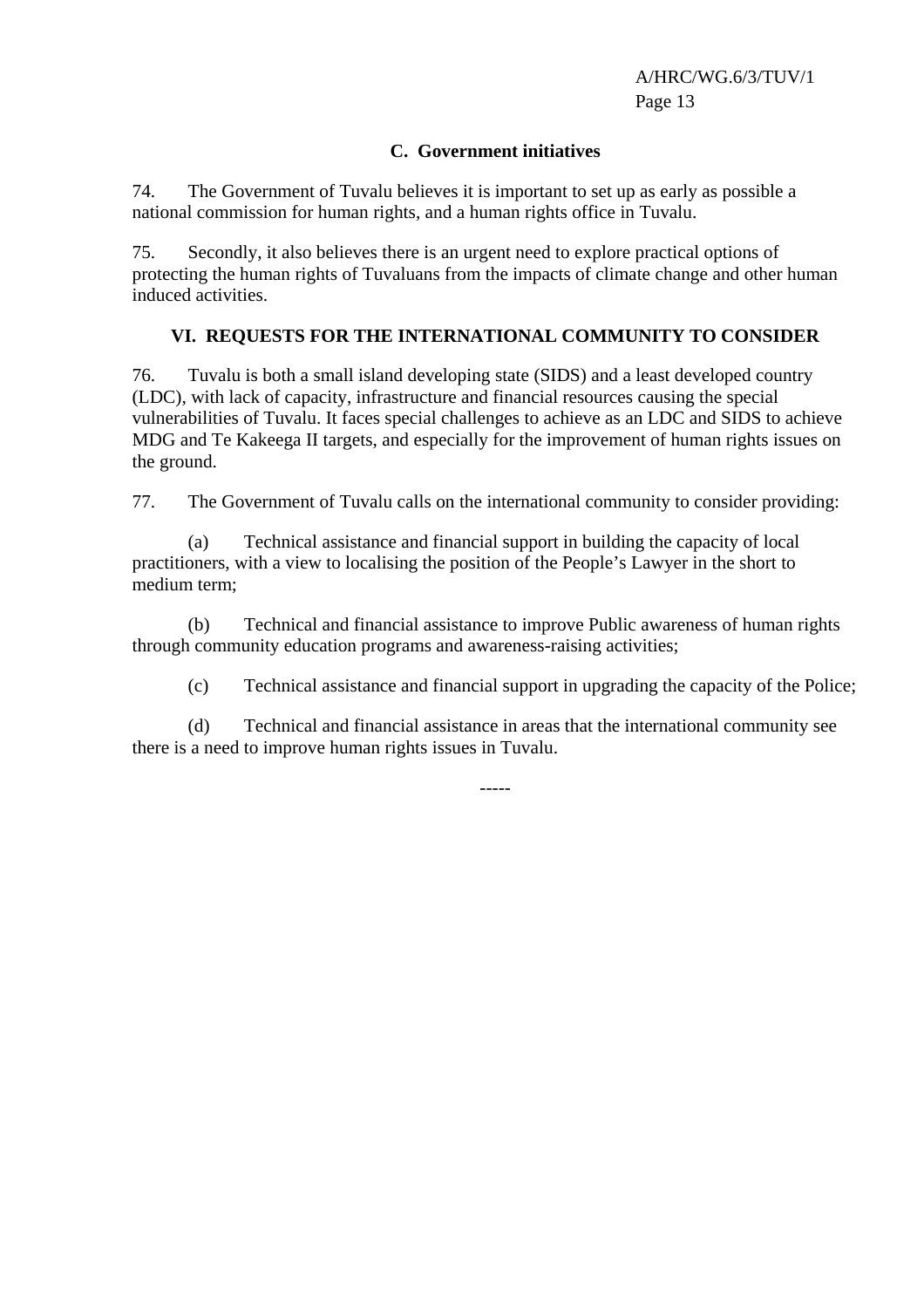### C. Government initiatives

74. The Government of Tuvalu believes it is important to set up as early as possible a national commission for human rights, and a human rights office in Tuvalu.

75. Secondly, it also believes there is an urgent need to explore practical options of protecting the human rights of Tuvaluans from the impacts of climate change and other human induced activities.

## VI. REQUESTS FOR THE INTERNATIONAL COMMUNITY TO CONSIDER

76. Tuvalu is both a small island developing state (SIDS) and a least developed country (LDC), with lack of capacity, infrastructure and financial resources causing the special vulnerabilities of Tuvalu. It faces special challenges to achieve as an LDC and SIDS to achieve MDG and Te Kakeega II targets, and especially for the improvement of human rights issues on the ground.

77. The Government of Tuvalu calls on the international community to consider providing:

(a) Technical assistance and financial support in building the capacity of local practitioners, with a view to localising the position of the People's Lawyer in the short to medium term;

(b) Technical and financial assistance to improve Public awareness of human rights through community education programs and awareness-raising activities;

(c) Technical assistance and financial support in upgrading the capacity of the Police;

(d) Technical and financial assistance in areas that the international community see there is a need to improve human rights issues in Tuvalu.

-----